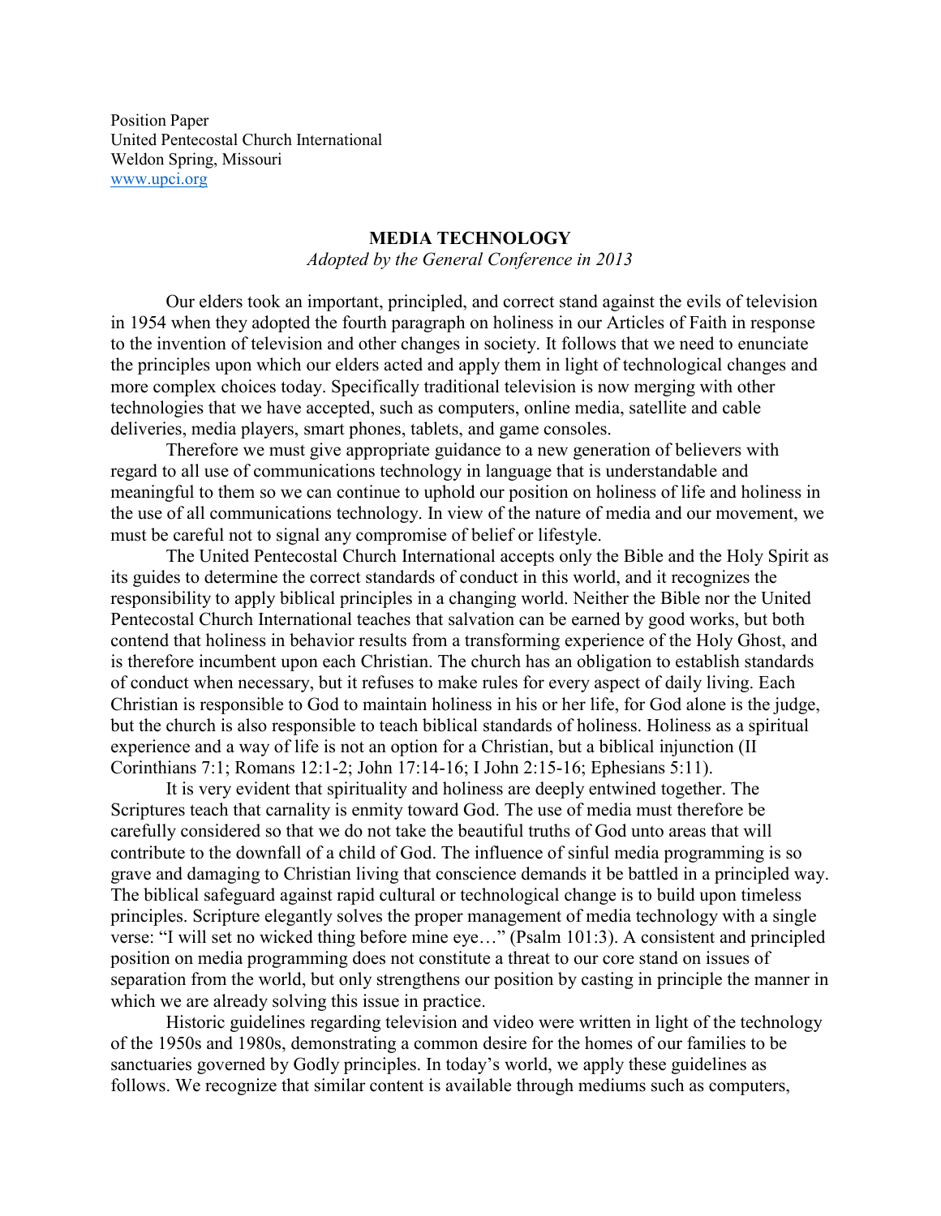Position Paper
United Pentecostal Church International
Weldon Spring, Missouri
www.upci.org

## MEDIA TECHNOLOGY

*Adopted by the General Conference in 2013*

Our elders took an important, principled, and correct stand against the evils of television in 1954 when they adopted the fourth paragraph on holiness in our Articles of Faith in response to the invention of television and other changes in society. It follows that we need to enunciate the principles upon which our elders acted and apply them in light of technological changes and more complex choices today. Specifically traditional television is now merging with other technologies that we have accepted, such as computers, online media, satellite and cable deliveries, media players, smart phones, tablets, and game consoles.

Therefore we must give appropriate guidance to a new generation of believers with regard to all use of communications technology in language that is understandable and meaningful to them so we can continue to uphold our position on holiness of life and holiness in the use of all communications technology. In view of the nature of media and our movement, we must be careful not to signal any compromise of belief or lifestyle.

The United Pentecostal Church International accepts only the Bible and the Holy Spirit as its guides to determine the correct standards of conduct in this world, and it recognizes the responsibility to apply biblical principles in a changing world. Neither the Bible nor the United Pentecostal Church International teaches that salvation can be earned by good works, but both contend that holiness in behavior results from a transforming experience of the Holy Ghost, and is therefore incumbent upon each Christian. The church has an obligation to establish standards of conduct when necessary, but it refuses to make rules for every aspect of daily living. Each Christian is responsible to God to maintain holiness in his or her life, for God alone is the judge, but the church is also responsible to teach biblical standards of holiness. Holiness as a spiritual experience and a way of life is not an option for a Christian, but a biblical injunction (II Corinthians 7:1; Romans 12:1-2; John 17:14-16; I John 2:15-16; Ephesians 5:11).

It is very evident that spirituality and holiness are deeply entwined together. The Scriptures teach that carnality is enmity toward God. The use of media must therefore be carefully considered so that we do not take the beautiful truths of God unto areas that will contribute to the downfall of a child of God. The influence of sinful media programming is so grave and damaging to Christian living that conscience demands it be battled in a principled way. The biblical safeguard against rapid cultural or technological change is to build upon timeless principles. Scripture elegantly solves the proper management of media technology with a single verse: "I will set no wicked thing before mine eye…" (Psalm 101:3). A consistent and principled position on media programming does not constitute a threat to our core stand on issues of separation from the world, but only strengthens our position by casting in principle the manner in which we are already solving this issue in practice.

Historic guidelines regarding television and video were written in light of the technology of the 1950s and 1980s, demonstrating a common desire for the homes of our families to be sanctuaries governed by Godly principles. In today's world, we apply these guidelines as follows. We recognize that similar content is available through mediums such as computers,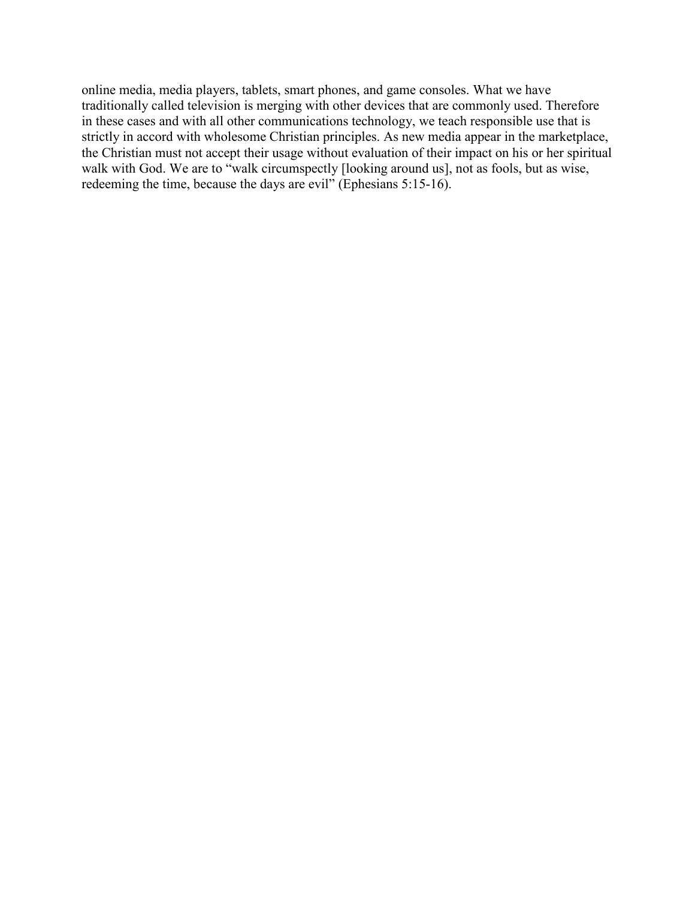online media, media players, tablets, smart phones, and game consoles. What we have traditionally called television is merging with other devices that are commonly used. Therefore in these cases and with all other communications technology, we teach responsible use that is strictly in accord with wholesome Christian principles. As new media appear in the marketplace, the Christian must not accept their usage without evaluation of their impact on his or her spiritual walk with God. We are to "walk circumspectly [looking around us], not as fools, but as wise, redeeming the time, because the days are evil" (Ephesians 5:15-16).